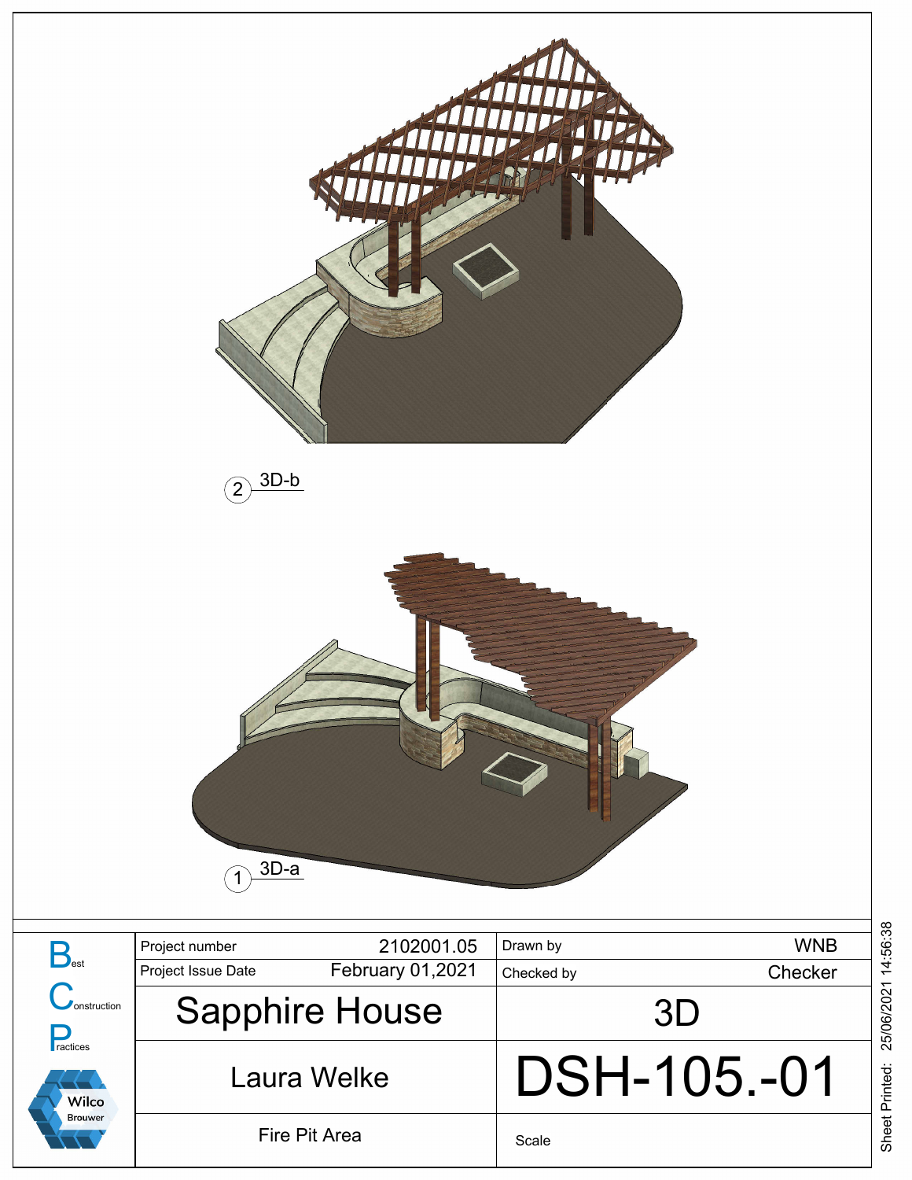2 3D-b

1 3D-a

| | | | | |
|---|---|---|---|---|
| **B**est **C**onstruction **P**ractices — Wilco Brouwer | Project number | 2102001.05 | Drawn by | WNB |
| | Project Issue Date | February 01,2021 | Checked by | Checker |
| | Sapphire House | | 3D | |
| | Laura Welke | | DSH-105.-01 | |
| | Fire Pit Area | | Scale | |

Sheet Printed: 25/06/2021 14:56:38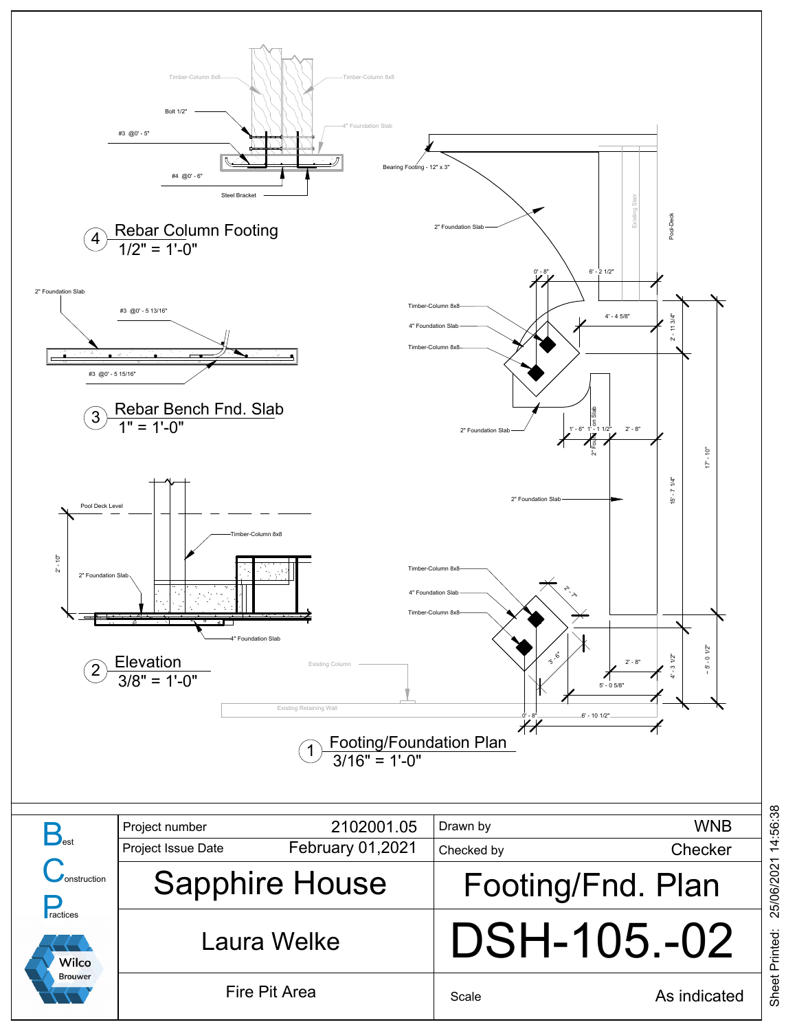## 4 Rebar Column Footing
1/2" = 1'-0"

Timber-Column 8x8

Timber-Column 8x8

Bolt 1/2"

4" Foundation Slab

#3 @0' - 5"

#4 @0' - 6"

Steel Bracket

## 3 Rebar Bench Fnd. Slab
1" = 1'-0"

2" Foundation Slab

#3 @0' - 5 13/16"

#3 @0' - 5 15/16"

## 2 Elevation
3/8" = 1'-0"

Pool Deck Level

2' - 10"

Timber-Column 8x8

2" Foundation Slab

4" Foundation Slab

## 1 Footing/Foundation Plan
3/16" = 1'-0"

Bearing Footing - 12" x 3"

2" Foundation Slab

Existing Stair

Pool-Deck

0' - 8"

6' - 2 1/2"

Timber-Column 8x8

4" Foundation Slab

Timber-Column 8x8

4' - 4 5/8"

2' - 11 3/4"

2" Foundation Slab

1' - 6"

1' - 1 1/2"

2' - 8"

2" Foundation Slab

15' - 7 1/4"

17' - 10"

2" Foundation Slab

Timber-Column 8x8

4" Foundation Slab

Timber-Column 8x8

2' - 7"

3' - 6"

2' - 8"

5' - 0 5/8"

4' - 3 1/2"

~ 5' - 0 1/2"

Existing Column

Existing Retaining Wall

0' - 8"

6' - 10 1/2"

| Project number | 2102001.05 | Drawn by | WNB |
|---|---|---|---|
| Project Issue Date | February 01,2021 | Checked by | Checker |

**Best Construction Practices** — Wilco Brouwer

# Sapphire House

Laura Welke

Fire Pit Area

# Footing/Fnd. Plan

# DSH-105.-02

Scale: As indicated

Sheet Printed: 25/06/2021 14:56:38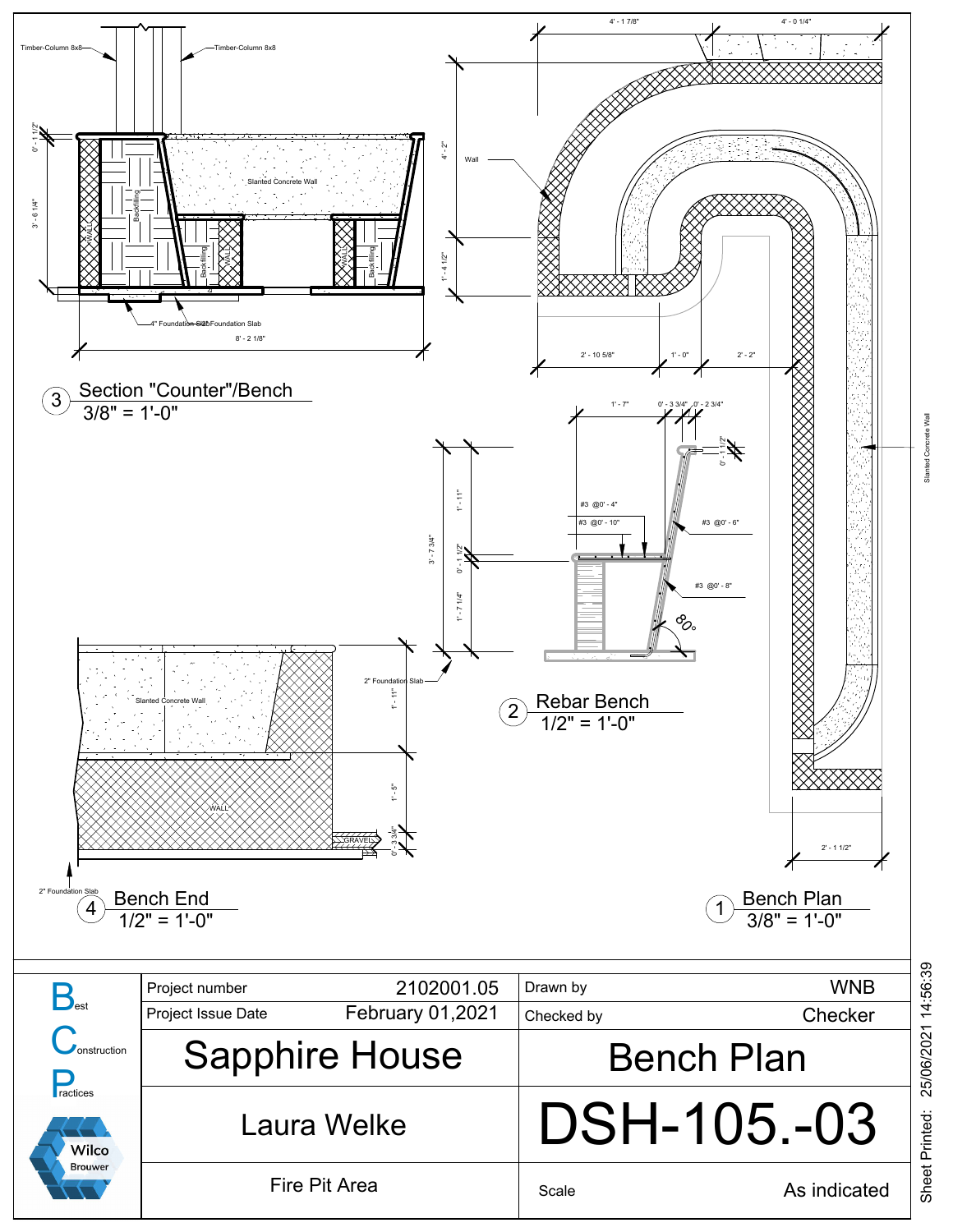## 3 Section "Counter"/Bench
3/8" = 1'-0"

Timber-Column 8x8

Timber-Column 8x8

Slanted Concrete Wall

WALL

Backfilling

Backfilling

WALL

WALL

Backfilling

4" Foundation Slab

2" Foundation Slab

0' - 1 1/2"

3' - 6 1/4"

8' - 2 1/8"

## 2 Rebar Bench
1/2" = 1'-0"

1' - 7"

0' - 3 3/4"

0' - 2 3/4"

0' - 1 1/2"

1' - 11"

3' - 7 3/4"

0' - 1 1/2"

1' - 7 1/4"

#3 @0' - 4"

#3 @0' - 10"

#3 @0' - 6"

#3 @0' - 8"

80°

## 4 Bench End
1/2" = 1'-0"

Slanted Concrete Wall

WALL

GRAVEL

2" Foundation Slab

2" Foundation Slab

1' - 11"

1' - 5"

0' - 3 3/4"

## 1 Bench Plan
3/8" = 1'-0"

4' - 1 7/8"

4' - 0 1/4"

4' - 2"

1' - 4 1/2"

Wall

2' - 10 5/8"

1' - 0"

2' - 2"

2' - 1 1/2"

Slanted Concrete Wall

| | | |
|---|---|---|
| Best Construction Practices | Project number 2102001.05 | Drawn by WNB |
| Wilco Brouwer | Project Issue Date February 01,2021 | Checked by Checker |
| | Sapphire House | Bench Plan |
| | Laura Welke | DSH-105.-03 |
| | Fire Pit Area | Scale As indicated |

Sheet Printed: 25/06/2021 14:56:39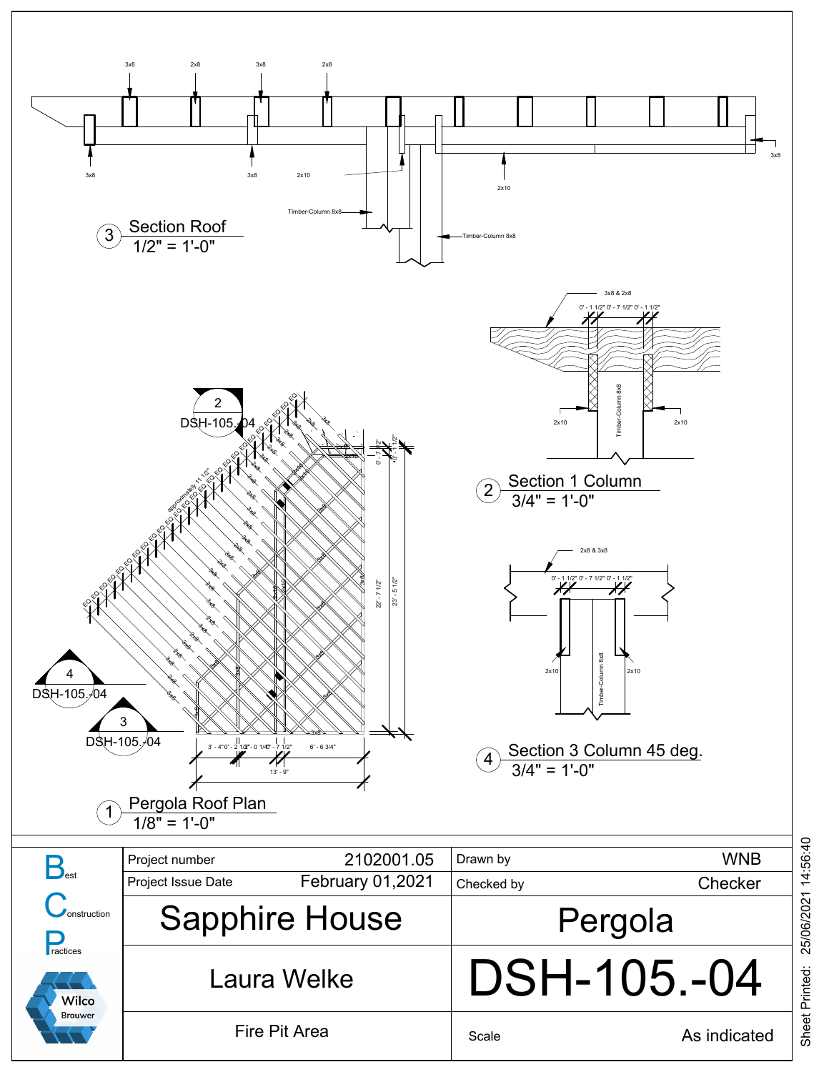3x8 2x8 3x8 2x8

3x8 3x8 2x10 2x10 3x8

Timber-Column 8x8

Timber-Column 8x8

## 3 Section Roof
1/2" = 1'-0"

3x8 & 2x8

0' - 1 1/2" 0' - 7 1/2" 0' - 1 1/2"

2x10 Timber-Column 8x8 2x10

## 2 Section 1 Column
3/4" = 1'-0"

2x8 & 3x8

0' - 1 1/2" 0' - 7 1/2" 0' - 1 1/2"

2x10 Timber-Column 8x8 2x10

## 4 Section 3 Column 45 deg.
3/4" = 1'-0"

2 DSH-105.-04

4 DSH-105.-04

3 DSH-105.-04

approximately 11 1/2"

0' - 7 1/2" 0' - 1 1/2" 22' - 7 1/2" 23' - 5 1/2"

3' - 4" 0' - 2 1/2" 0' - 0 1/4" 0' - 7 1/2" 6' - 6 3/4"

13' - 9"

## 1 Pergola Roof Plan
1/8" = 1'-0"

| Project number | 2102001.05 | Drawn by | WNB |
|---|---|---|---|
| Project Issue Date | February 01,2021 | Checked by | Checker |
| Sapphire House | | Pergola | |
| Laura Welke | | DSH-105.-04 | |
| Fire Pit Area | | Scale | As indicated |

Best Construction Practices

Wilco Brouwer

Sheet Printed: 25/06/2021 14:56:40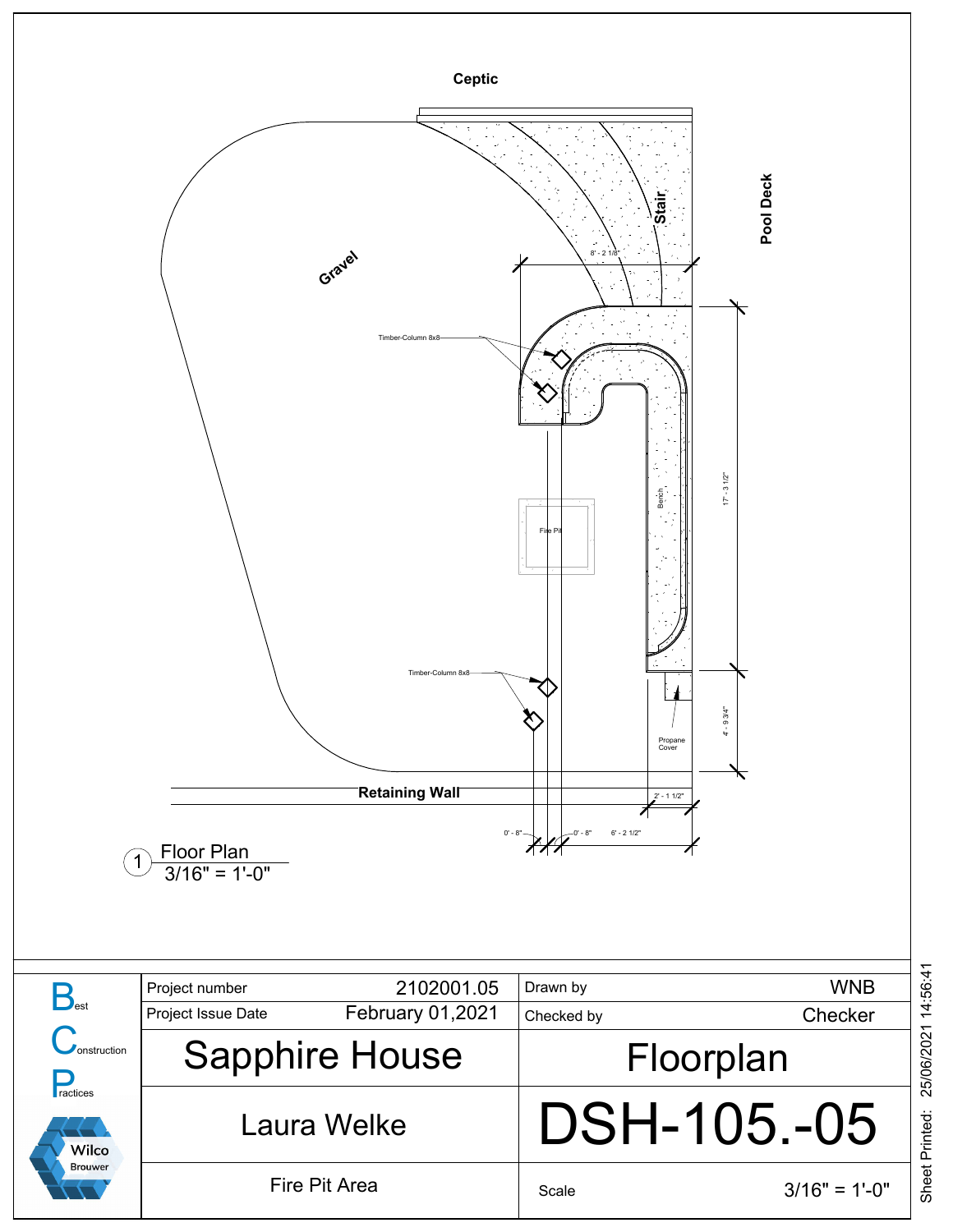Ceptic

Pool Deck

Gravel

Stair

8' - 2 1/8"

Timber-Column 8x8

17' - 3 1/2"

Bench

Fire Pit

Timber-Column 8x8

4' - 9 3/4"

Propane Cover

Retaining Wall

2' - 1 1/2"

0' - 8"

0' - 8"

6' - 2 1/2"

1 Floor Plan
3/16" = 1'-0"

| | | | |
|---|---|---|---|
| Project number | 2102001.05 | Drawn by | WNB |
| Project Issue Date | February 01,2021 | Checked by | Checker |

**Best Construction Practices**

Wilco Brouwer

# Sapphire House

# Floorplan

## Laura Welke

# DSH-105.-05

Fire Pit Area

Scale 3/16" = 1'-0"

Sheet Printed: 25/06/2021 14:56:41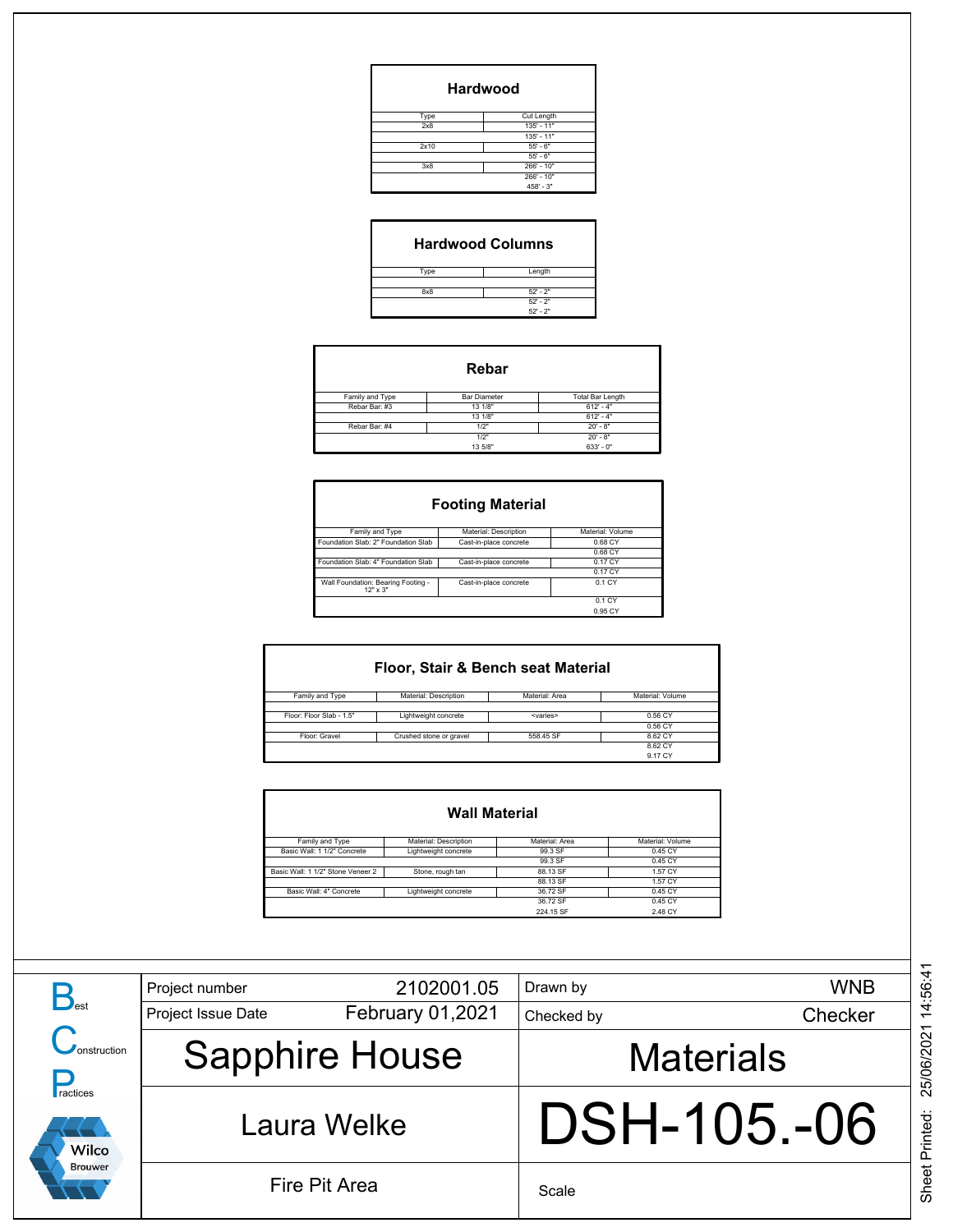## Hardwood

| Type | Cut Length |
| --- | --- |
| 2x8 | 135' - 11" |
| | 135' - 11" |
| 2x10 | 55' - 6" |
| | 55' - 6" |
| 3x8 | 266' - 10" |
| | 266' - 10" |
| | 458' - 3" |

## Hardwood Columns

| Type | Length |
| --- | --- |
| | |
| 8x8 | 52' - 2" |
| | 52' - 2" |
| | 52' - 2" |

## Rebar

| Family and Type | Bar Diameter | Total Bar Length |
| --- | --- | --- |
| Rebar Bar: #3 | 13 1/8" | 612' - 4" |
| | 13 1/8" | 612' - 4" |
| Rebar Bar: #4 | 1/2" | 20' - 8" |
| | 1/2" | 20' - 8" |
| | 13 5/8" | 633' - 0" |

## Footing Material

| Family and Type | Material: Description | Material: Volume |
| --- | --- | --- |
| Foundation Slab: 2" Foundation Slab | Cast-in-place concrete | 0.68 CY |
| | | 0.68 CY |
| Foundation Slab: 4" Foundation Slab | Cast-in-place concrete | 0.17 CY |
| | | 0.17 CY |
| Wall Foundation: Bearing Footing - 12" x 3" | Cast-in-place concrete | 0.1 CY |
| | | 0.1 CY |
| | | 0.95 CY |

## Floor, Stair & Bench seat Material

| Family and Type | Material: Description | Material: Area | Material: Volume |
| --- | --- | --- | --- |
| | | | |
| Floor: Floor Slab - 1.5" | Lightweight concrete | <varies> | 0.56 CY |
| | | | 0.56 CY |
| Floor: Gravel | Crushed stone or gravel | 558.45 SF | 8.62 CY |
| | | | 8.62 CY |
| | | | 9.17 CY |

## Wall Material

| Family and Type | Material: Description | Material: Area | Material: Volume |
| --- | --- | --- | --- |
| Basic Wall: 1 1/2" Concrete | Lightweight concrete | 99.3 SF | 0.45 CY |
| | | 99.3 SF | 0.45 CY |
| Basic Wall: 1 1/2" Stone Veneer 2 | Stone, rough tan | 88.13 SF | 1.57 CY |
| | | 88.13 SF | 1.57 CY |
| Basic Wall: 4" Concrete | Lightweight concrete | 36.72 SF | 0.45 CY |
| | | 36.72 SF | 0.45 CY |
| | | 224.15 SF | 2.48 CY |

Best Construction Practices

Wilco Brouwer

| | | | |
| --- | --- | --- | --- |
| Project number | 2102001.05 | Drawn by | WNB |
| Project Issue Date | February 01,2021 | Checked by | Checker |

# Sapphire House

# Materials

## Laura Welke

# DSH-105.-06

Fire Pit Area

Scale

Sheet Printed: 25/06/2021 14:56:41